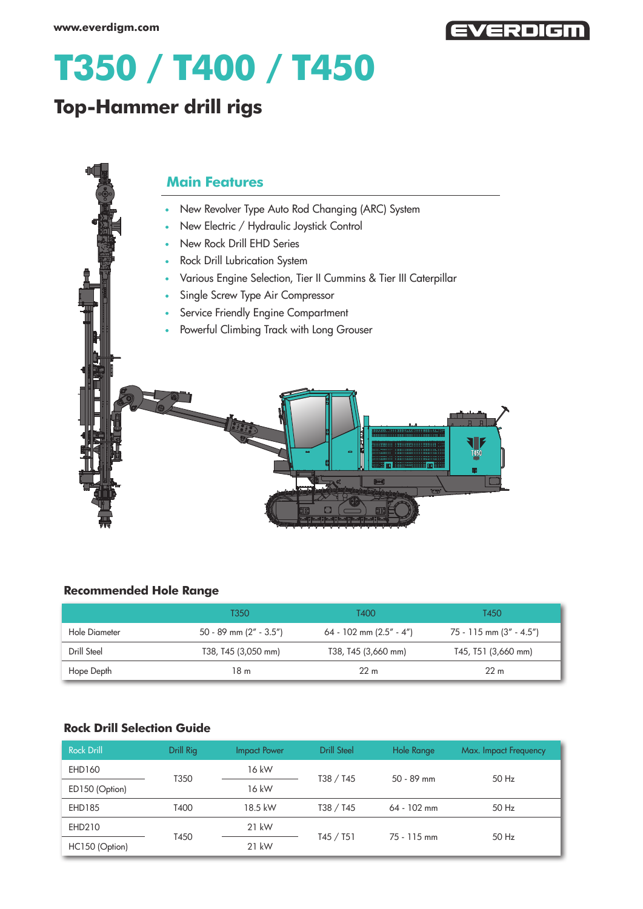www.everdigm.com

# T350 / T400 / T450

## Top-Hammer drill rigs

### Main Features

- New Revolver Type Auto Rod Changing (ARC) System
- New Electric / Hydraulic Joystick Control
- New Rock Drill EHD Series
- Rock Drill Lubrication System
- Various Engine Selection, Tier II Cummins & Tier III Caterpillar
- Single Screw Type Air Compressor
- Service Friendly Engine Compartment
- Powerful Climbing Track with Long Grouser

### Recommended Hole Range

| | T350 | T400 | T450 |
|---|---|---|---|
| Hole Diameter | 50 - 89 mm (2" - 3.5") | 64 - 102 mm (2.5" - 4") | 75 - 115 mm (3" - 4.5") |
| Drill Steel | T38, T45 (3,050 mm) | T38, T45 (3,660 mm) | T45, T51 (3,660 mm) |
| Hope Depth | 18 m | 22 m | 22 m |

### Rock Drill Selection Guide

| Rock Drill | Drill Rig | Impact Power | Drill Steel | Hole Range | Max. Impact Frequency |
|---|---|---|---|---|---|
| EHD160 | T350 | 16 kW | T38 / T45 | 50 - 89 mm | 50 Hz |
| ED150 (Option) | | 16 kW | | | |
| EHD185 | T400 | 18.5 kW | T38 / T45 | 64 - 102 mm | 50 Hz |
| EHD210 | T450 | 21 kW | T45 / T51 | 75 - 115 mm | 50 Hz |
| HC150 (Option) | | 21 kW | | | |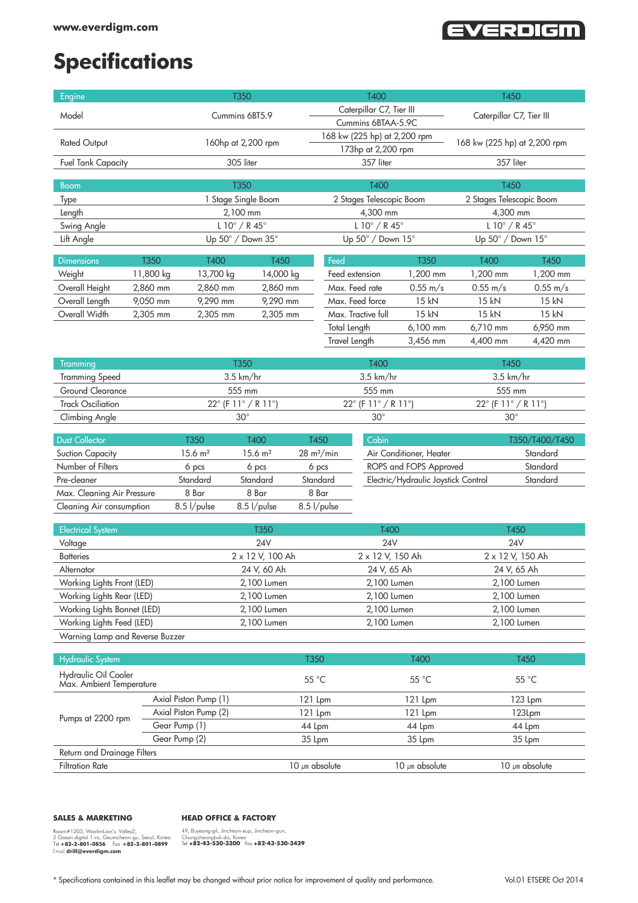# Specifications

| Engine | T350 | T400 | T450 |
|---|---|---|---|
| Model | Cummins 6BT5.9 | Caterpillar C7, Tier III<br>Cummins 6BTAA-5.9C | Caterpillar C7, Tier III |
| Rated Output | 160hp at 2,200 rpm | 168 kw (225 hp) at 2,200 rpm<br>173hp at 2,200 rpm | 168 kw (225 hp) at 2,200 rpm |
| Fuel Tank Capacity | 305 liter | 357 liter | 357 liter |

| Boom | T350 | T400 | T450 |
|---|---|---|---|
| Type | 1 Stage Single Boom | 2 Stages Telescopic Boom | 2 Stages Telescopic Boom |
| Length | 2,100 mm | 4,300 mm | 4,300 mm |
| Swing Angle | L 10° / R 45° | L 10° / R 45° | L 10° / R 45° |
| Lift Angle | Up 50° / Down 35° | Up 50° / Down 15° | Up 50° / Down 15° |

| Dimensions | T350 | T400 | T450 |
|---|---|---|---|
| Weight | 11,800 kg | 13,700 kg | 14,000 kg |
| Overall Height | 2,860 mm | 2,860 mm | 2,860 mm |
| Overall Length | 9,050 mm | 9,290 mm | 9,290 mm |
| Overall Width | 2,305 mm | 2,305 mm | 2,305 mm |

| Feed | T350 | T400 | T450 |
|---|---|---|---|
| Feed extension | 1,200 mm | 1,200 mm | 1,200 mm |
| Max. Feed rate | 0.55 m/s | 0.55 m/s | 0.55 m/s |
| Max. Feed force | 15 kN | 15 kN | 15 kN |
| Max. Tractive full | 15 kN | 15 kN | 15 kN |
| Total Length | 6,100 mm | 6,710 mm | 6,950 mm |
| Travel Length | 3,456 mm | 4,400 mm | 4,420 mm |

| Tramming | T350 | T400 | T450 |
|---|---|---|---|
| Tramming Speed | 3.5 km/hr | 3.5 km/hr | 3.5 km/hr |
| Ground Clearance | 555 mm | 555 mm | 555 mm |
| Track Oscillation | 22° (F 11° / R 11°) | 22° (F 11° / R 11°) | 22° (F 11° / R 11°) |
| Climbing Angle | 30° | 30° | 30° |

| Dust Collector | T350 | T400 | T450 |
|---|---|---|---|
| Suction Capacity | 15.6 m² | 15.6 m² | 28 m³/min |
| Number of Filters | 6 pcs | 6 pcs | 6 pcs |
| Pre-cleaner | Standard | Standard | Standard |
| Max. Cleaning Air Pressure | 8 Bar | 8 Bar | 8 Bar |
| Cleaning Air consumption | 8.5 l/pulse | 8.5 l/pulse | 8.5 l/pulse |

| Cabin | T350/T400/T450 |
|---|---|
| Air Conditioner, Heater | Standard |
| ROPS and FOPS Approved | Standard |
| Electric/Hydraulic Joystick Control | Standard |

| Electrical System | T350 | T400 | T450 |
|---|---|---|---|
| Voltage | 24V | 24V | 24V |
| Batteries | 2 x 12 V, 100 Ah | 2 x 12 V, 150 Ah | 2 x 12 V, 150 Ah |
| Alternator | 24 V, 60 Ah | 24 V, 65 Ah | 24 V, 65 Ah |
| Working Lights Front (LED) | 2,100 Lumen | 2,100 Lumen | 2,100 Lumen |
| Working Lights Rear (LED) | 2,100 Lumen | 2,100 Lumen | 2,100 Lumen |
| Working Lights Bonnet (LED) | 2,100 Lumen | 2,100 Lumen | 2,100 Lumen |
| Working Lights Feed (LED) | 2,100 Lumen | 2,100 Lumen | 2,100 Lumen |
| Warning Lamp and Reverse Buzzer | | | |

| Hydraulic System | | T350 | T400 | T450 |
|---|---|---|---|---|
| Hydraulic Oil Cooler<br>Max. Ambient Temperature | | 55 °C | 55 °C | 55 °C |
| Pumps at 2200 rpm | Axial Piston Pump (1) | 121 Lpm | 121 Lpm | 123 Lpm |
| | Axial Piston Pump (2) | 121 Lpm | 121 Lpm | 123Lpm |
| | Gear Pump (1) | 44 Lpm | 44 Lpm | 44 Lpm |
| | Gear Pump (2) | 35 Lpm | 35 Lpm | 35 Lpm |
| Return and Drainage Filters | | | | |
| Filtration Rate | | 10 ㎛ absolute | 10 ㎛ absolute | 10 ㎛ absolute |

**SALES & MARKETING**

Room#1203, WoolimLion's Valley2,
2 Gasan digital 1-ro, Geumcheon-gu, Seoul, Korea
Tel **+82-2-801-0856** Fax **+82-2-801-0899**
Email **drill@everdigm.com**

**HEAD OFFICE & FACTORY**

49, Buyeong-gil, Jincheon-eup, Jincheon-gun,
Chungcheongbuk-do, Korea
Tel **+82-43-530-3300** Fax **+82-43-530-3429**

* Specifications contained in this leaflet may be changed without prior notice for improvement of quality and performance.

Vol.01 ETSERE Oct 2014